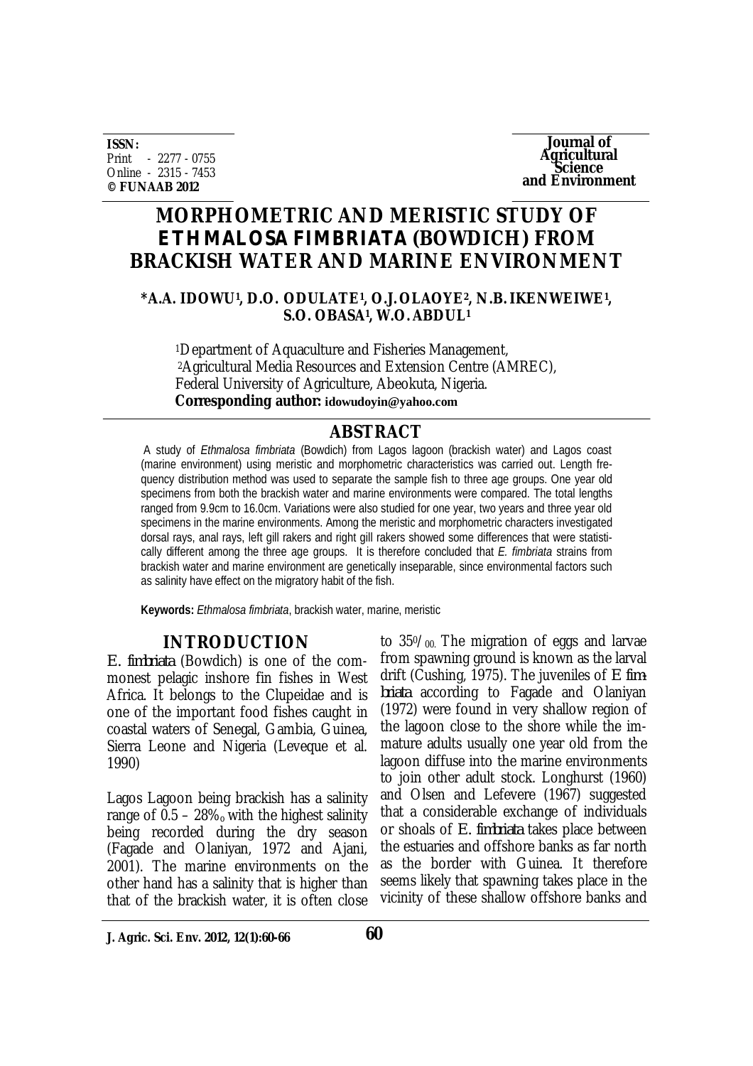**ISSN:**
Print - 2277 - 0755
Online - 2315 - 7453
**© FUNAAB 2012**

**Journal of Agricultural Science and Environment**

# MORPHOMETRIC AND MERISTIC STUDY OF *ETHMALOSA FIMBRIATA* (BOWDICH) FROM BRACKISH WATER AND MARINE ENVIRONMENT

**\*A.A. IDOWU[1], D.O. ODULATE[1], O.J. OLAOYE[2], N.B. IKENWEIWE[1], S.O. OBASA[1], W.O. ABDUL[1]**

[1]Department of Aquaculture and Fisheries Management,
[2]Agricultural Media Resources and Extension Centre (AMREC),
Federal University of Agriculture, Abeokuta, Nigeria.
**Corresponding author:** **idowudoyin@yahoo.com**

## ABSTRACT

A study of *Ethmalosa fimbriata* (Bowdich) from Lagos lagoon (brackish water) and Lagos coast (marine environment) using meristic and morphometric characteristics was carried out. Length frequency distribution method was used to separate the sample fish to three age groups. One year old specimens from both the brackish water and marine environments were compared. The total lengths ranged from 9.9cm to 16.0cm. Variations were also studied for one year, two years and three year old specimens in the marine environments. Among the meristic and morphometric characters investigated dorsal rays, anal rays, left gill rakers and right gill rakers showed some differences that were statistically different among the three age groups. It is therefore concluded that *E. fimbriata* strains from brackish water and marine environment are genetically inseparable, since environmental factors such as salinity have effect on the migratory habit of the fish.

**Keywords:** *Ethmalosa fimbriata*, brackish water, marine, meristic

## INTRODUCTION

*E. fimbriata* (Bowdich) is one of the commonest pelagic inshore fin fishes in West Africa. It belongs to the Clupeidae and is one of the important food fishes caught in coastal waters of Senegal, Gambia, Guinea, Sierra Leone and Nigeria (Leveque et al. 1990)

Lagos Lagoon being brackish has a salinity range of 0.5 – 28‰ with the highest salinity being recorded during the dry season (Fagade and Olaniyan, 1972 and Ajani, 2001). The marine environments on the other hand has a salinity that is higher than that of the brackish water, it is often close to 35‰. The migration of eggs and larvae from spawning ground is known as the larval drift (Cushing, 1975). The juveniles of *E fimbriata* according to Fagade and Olaniyan (1972) were found in very shallow region of the lagoon close to the shore while the immature adults usually one year old from the lagoon diffuse into the marine environments to join other adult stock. Longhurst (1960) and Olsen and Lefevere (1967) suggested that a considerable exchange of individuals or shoals of *E. fimbriata* takes place between the estuaries and offshore banks as far north as the border with Guinea. It therefore seems likely that spawning takes place in the vicinity of these shallow offshore banks and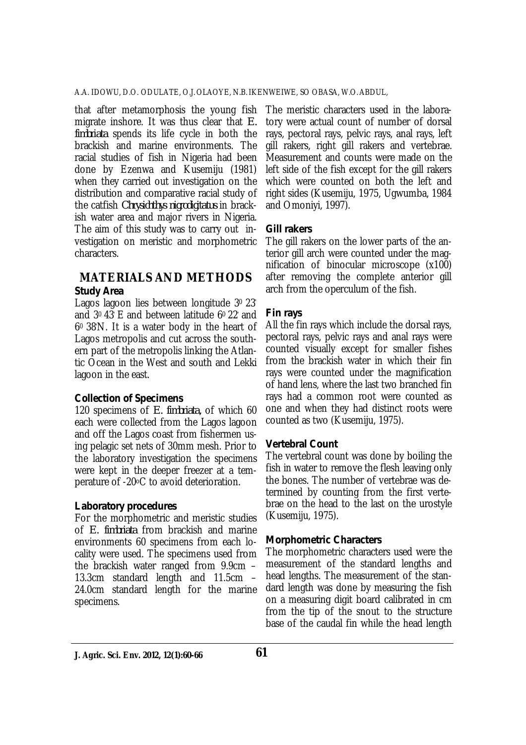that after metamorphosis the young fish migrate inshore. It was thus clear that *E. fimbriata* spends its life cycle in both the brackish and marine environments. The racial studies of fish in Nigeria had been done by Ezenwa and Kusemiju (1981) when they carried out investigation on the distribution and comparative racial study of the catfish *Chrysichthys nigrodigitatus* in brackish water area and major rivers in Nigeria. The aim of this study was to carry out investigation on meristic and morphometric characters.

## MATERIALS AND METHODS

**Study Area**

Lagos lagoon lies between longitude $3^0$ 23' and $3^0$ 43' E and between latitude $6^0$ 22' and $6^0$ 38'N. It is a water body in the heart of Lagos metropolis and cut across the southern part of the metropolis linking the Atlantic Ocean in the West and south and Lekki lagoon in the east.

**Collection of Specimens**

120 specimens of *E. fimbriata*, of which 60 each were collected from the Lagos lagoon and off the Lagos coast from fishermen using pelagic set nets of 30mm mesh. Prior to the laboratory investigation the specimens were kept in the deeper freezer at a temperature of -20°C to avoid deterioration.

**Laboratory procedures**

For the morphometric and meristic studies of *E. fimbriata* from brackish and marine environments 60 specimens from each locality were used. The specimens used from the brackish water ranged from 9.9cm – 13.3cm standard length and 11.5cm – 24.0cm standard length for the marine specimens.

The meristic characters used in the laboratory were actual count of number of dorsal rays, pectoral rays, pelvic rays, anal rays, left gill rakers, right gill rakers and vertebrae. Measurement and counts were made on the left side of the fish except for the gill rakers which were counted on both the left and right sides (Kusemiju, 1975, Ugwumba, 1984 and Omoniyi, 1997).

**Gill rakers**

The gill rakers on the lower parts of the anterior gill arch were counted under the magnification of binocular microscope (x100) after removing the complete anterior gill arch from the operculum of the fish.

**Fin rays**

All the fin rays which include the dorsal rays, pectoral rays, pelvic rays and anal rays were counted visually except for smaller fishes from the brackish water in which their fin rays were counted under the magnification of hand lens, where the last two branched fin rays had a common root were counted as one and when they had distinct roots were counted as two (Kusemiju, 1975).

**Vertebral Count**

The vertebral count was done by boiling the fish in water to remove the flesh leaving only the bones. The number of vertebrae was determined by counting from the first vertebrae on the head to the last on the urostyle (Kusemiju, 1975).

**Morphometric Characters**

The morphometric characters used were the measurement of the standard lengths and head lengths. The measurement of the standard length was done by measuring the fish on a measuring digit board calibrated in cm from the tip of the snout to the structure base of the caudal fin while the head length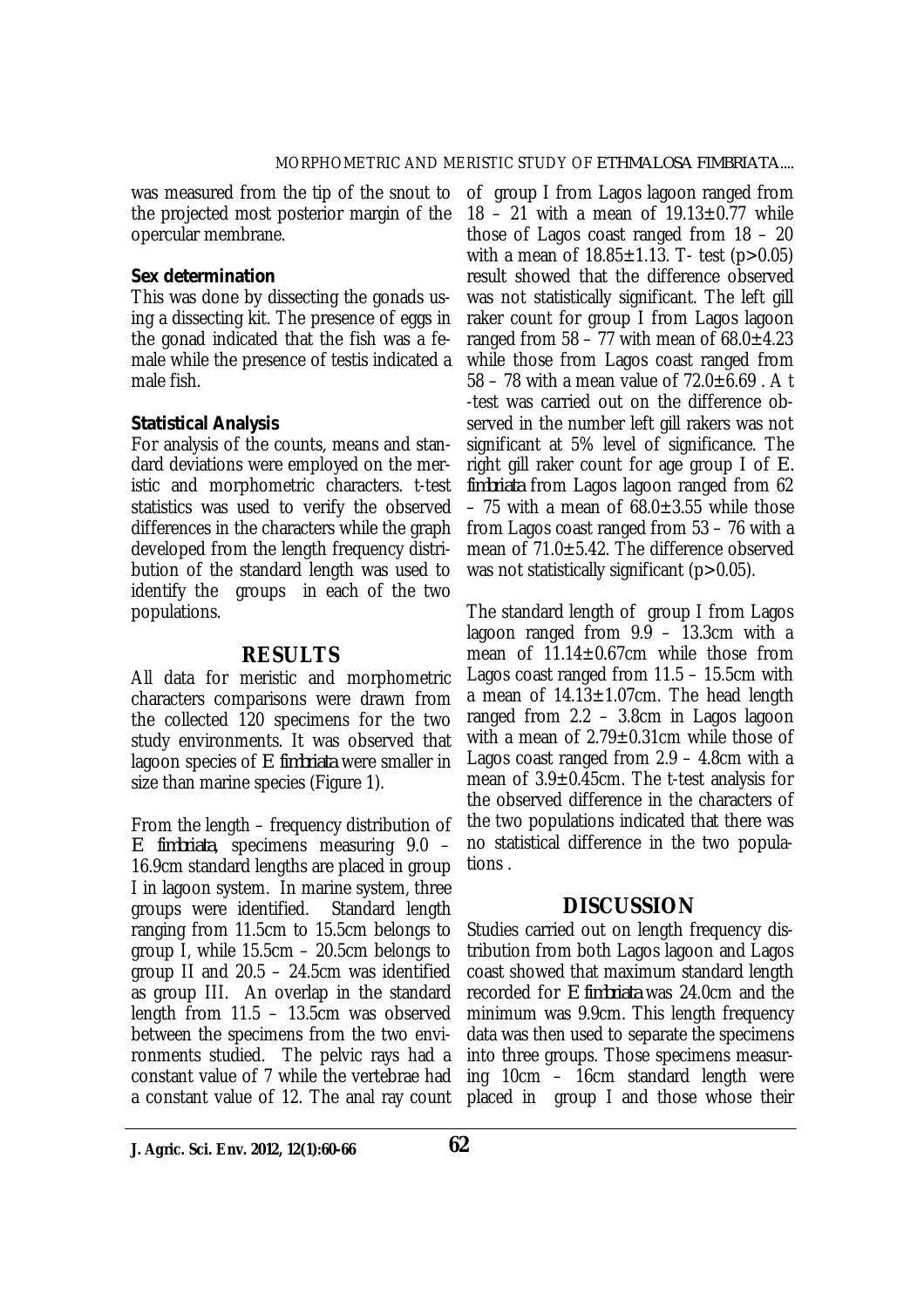was measured from the tip of the snout to the projected most posterior margin of the opercular membrane.

**Sex determination**

This was done by dissecting the gonads using a dissecting kit. The presence of eggs in the gonad indicated that the fish was a female while the presence of testis indicated a male fish.

**Statistical Analysis**

For analysis of the counts, means and standard deviations were employed on the meristic and morphometric characters. t-test statistics was used to verify the observed differences in the characters while the graph developed from the length frequency distribution of the standard length was used to identify the groups in each of the two populations.

## RESULTS

All data for meristic and morphometric characters comparisons were drawn from the collected 120 specimens for the two study environments. It was observed that lagoon species of *E. fimbriata* were smaller in size than marine species (Figure 1).

From the length – frequency distribution of *E. fimbriata*, specimens measuring 9.0 – 16.9cm standard lengths are placed in group I in lagoon system. In marine system, three groups were identified. Standard length ranging from 11.5cm to 15.5cm belongs to group I, while 15.5cm – 20.5cm belongs to group II and 20.5 – 24.5cm was identified as group III. An overlap in the standard length from 11.5 – 13.5cm was observed between the specimens from the two environments studied. The pelvic rays had a constant value of 7 while the vertebrae had a constant value of 12. The anal ray count of group I from Lagos lagoon ranged from 18 – 21 with a mean of 19.13±0.77 while those of Lagos coast ranged from 18 – 20 with a mean of 18.85±1.13. T- test ($p>0.05$) result showed that the difference observed was not statistically significant. The left gill raker count for group I from Lagos lagoon ranged from 58 – 77 with mean of 68.0±4.23 while those from Lagos coast ranged from 58 – 78 with a mean value of 72.0±6.69 . A t -test was carried out on the difference observed in the number left gill rakers was not significant at 5% level of significance. The right gill raker count for age group I of *E. fimbriata* from Lagos lagoon ranged from 62 – 75 with a mean of 68.0±3.55 while those from Lagos coast ranged from 53 – 76 with a mean of 71.0±5.42. The difference observed was not statistically significant ($p>0.05$).

The standard length of group I from Lagos lagoon ranged from 9.9 – 13.3cm with a mean of 11.14±0.67cm while those from Lagos coast ranged from 11.5 – 15.5cm with a mean of 14.13±1.07cm. The head length ranged from 2.2 – 3.8cm in Lagos lagoon with a mean of 2.79±0.31cm while those of Lagos coast ranged from 2.9 – 4.8cm with a mean of 3.9±0.45cm. The t-test analysis for the observed difference in the characters of the two populations indicated that there was no statistical difference in the two populations .

## DISCUSSION

Studies carried out on length frequency distribution from both Lagos lagoon and Lagos coast showed that maximum standard length recorded for *E. fimbriata* was 24.0cm and the minimum was 9.9cm. This length frequency data was then used to separate the specimens into three groups. Those specimens measuring 10cm – 16cm standard length were placed in group I and those whose their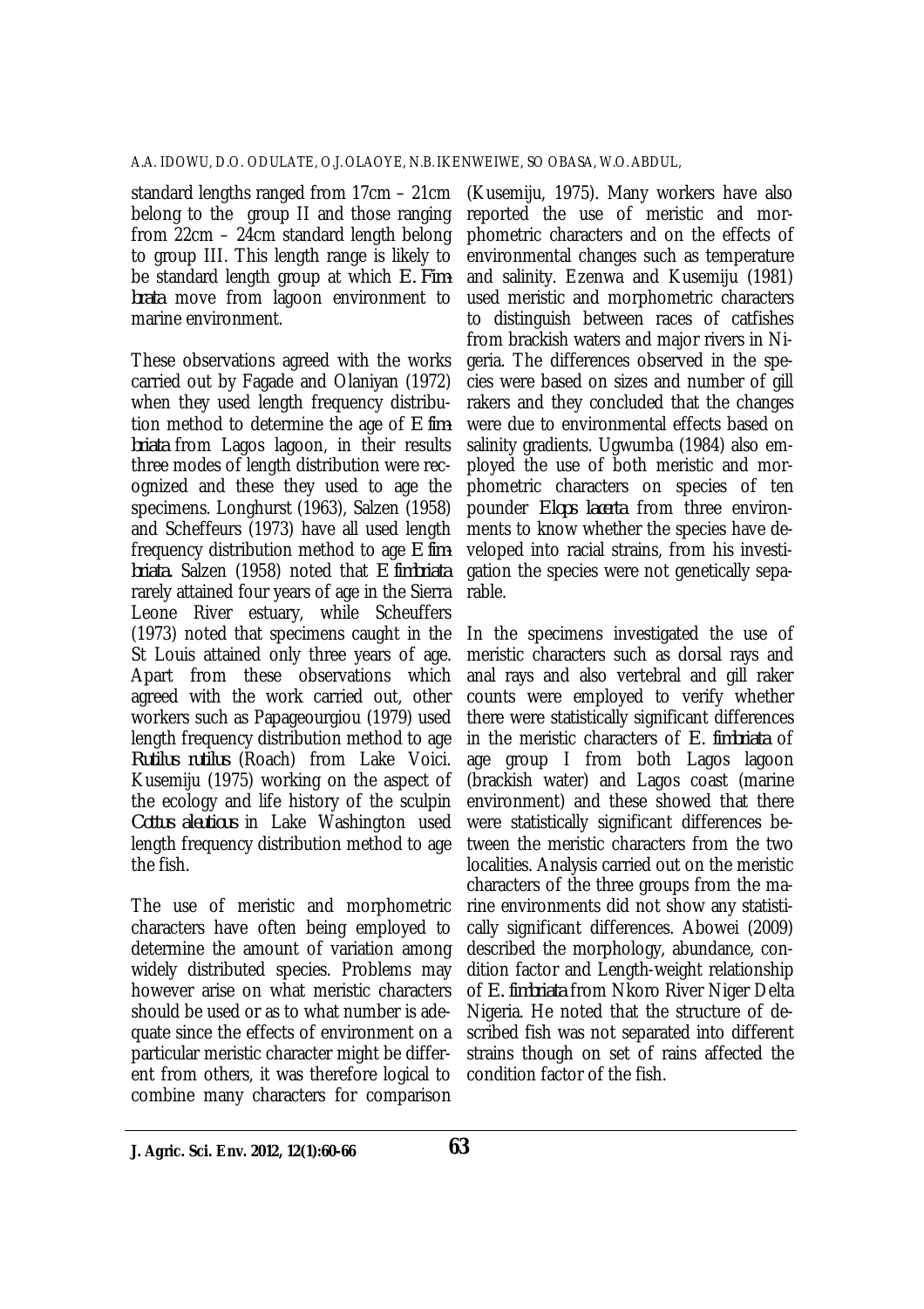standard lengths ranged from 17cm – 21cm belong to the group II and those ranging from 22cm – 24cm standard length belong to group III. This length range is likely to be standard length group at which *E. Fimbrata* move from lagoon environment to marine environment.

These observations agreed with the works carried out by Fagade and Olaniyan (1972) when they used length frequency distribution method to determine the age of *E fimbriata* from Lagos lagoon, in their results three modes of length distribution were recognized and these they used to age the specimens. Longhurst (1963), Salzen (1958) and Scheffeurs (1973) have all used length frequency distribution method to age *E fimbriata*. Salzen (1958) noted that *E fimbriata* rarely attained four years of age in the Sierra Leone River estuary, while Scheuffers (1973) noted that specimens caught in the St Louis attained only three years of age. Apart from these observations which agreed with the work carried out, other workers such as Papageourgiou (1979) used length frequency distribution method to age *Rutilus rutilus* (Roach) from Lake Voici. Kusemiju (1975) working on the aspect of the ecology and life history of the sculpin *Cottus aleuticus* in Lake Washington used length frequency distribution method to age the fish.

The use of meristic and morphometric characters have often being employed to determine the amount of variation among widely distributed species. Problems may however arise on what meristic characters should be used or as to what number is adequate since the effects of environment on a particular meristic character might be different from others, it was therefore logical to combine many characters for comparison (Kusemiju, 1975). Many workers have also reported the use of meristic and morphometric characters and on the effects of environmental changes such as temperature and salinity. Ezenwa and Kusemiju (1981) used meristic and morphometric characters to distinguish between races of catfishes from brackish waters and major rivers in Nigeria. The differences observed in the species were based on sizes and number of gill rakers and they concluded that the changes were due to environmental effects based on salinity gradients. Ugwumba (1984) also employed the use of both meristic and morphometric characters on species of ten pounder *Elops lacerta* from three environments to know whether the species have developed into racial strains, from his investigation the species were not genetically separable.

In the specimens investigated the use of meristic characters such as dorsal rays and anal rays and also vertebral and gill raker counts were employed to verify whether there were statistically significant differences in the meristic characters of *E. fimbriata* of age group I from both Lagos lagoon (brackish water) and Lagos coast (marine environment) and these showed that there were statistically significant differences between the meristic characters from the two localities. Analysis carried out on the meristic characters of the three groups from the marine environments did not show any statistically significant differences. Abowei (2009) described the morphology, abundance, condition factor and Length-weight relationship of *E. fimbriata* from Nkoro River Niger Delta Nigeria. He noted that the structure of described fish was not separated into different strains though on set of rains affected the condition factor of the fish.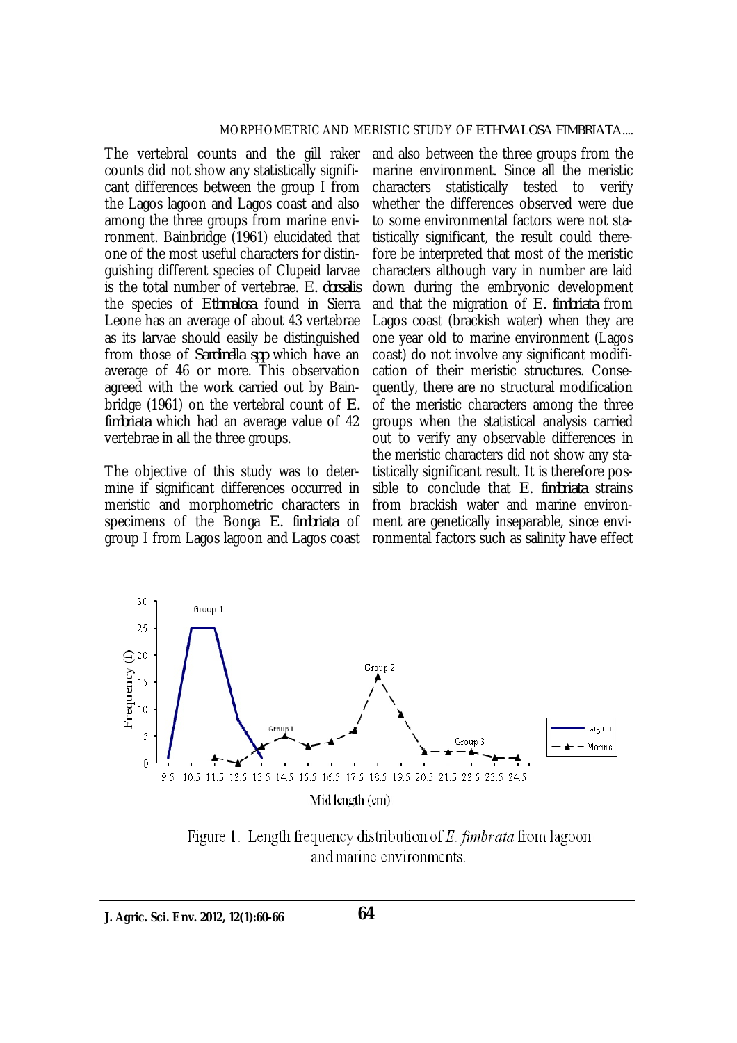The vertebral counts and the gill raker counts did not show any statistically significant differences between the group I from the Lagos lagoon and Lagos coast and also among the three groups from marine environment. Bainbridge (1961) elucidated that one of the most useful characters for distinguishing different species of Clupeid larvae is the total number of vertebrae. *E. dorsalis* the species of *Ethmalosa* found in Sierra Leone has an average of about 43 vertebrae as its larvae should easily be distinguished from those of *Sardinella spp* which have an average of 46 or more. This observation agreed with the work carried out by Bainbridge (1961) on the vertebral count of *E. fimbriata* which had an average value of 42 vertebrae in all the three groups.

The objective of this study was to determine if significant differences occurred in meristic and morphometric characters in specimens of the Bonga *E. fimbriata* of group I from Lagos lagoon and Lagos coast and also between the three groups from the marine environment. Since all the meristic characters statistically tested to verify whether the differences observed were due to some environmental factors were not statistically significant, the result could therefore be interpreted that most of the meristic characters although vary in number are laid down during the embryonic development and that the migration of *E. fimbriata* from Lagos coast (brackish water) when they are one year old to marine environment (Lagos coast) do not involve any significant modification of their meristic structures. Consequently, there are no structural modification of the meristic characters among the three groups when the statistical analysis carried out to verify any observable differences in the meristic characters did not show any statistically significant result. It is therefore possible to conclude that *E. fimbriata* strains from brackish water and marine environment are genetically inseparable, since environmental factors such as salinity have effect

Figure 1. Length frequency distribution of *E. fimbrata* from lagoon and marine environments.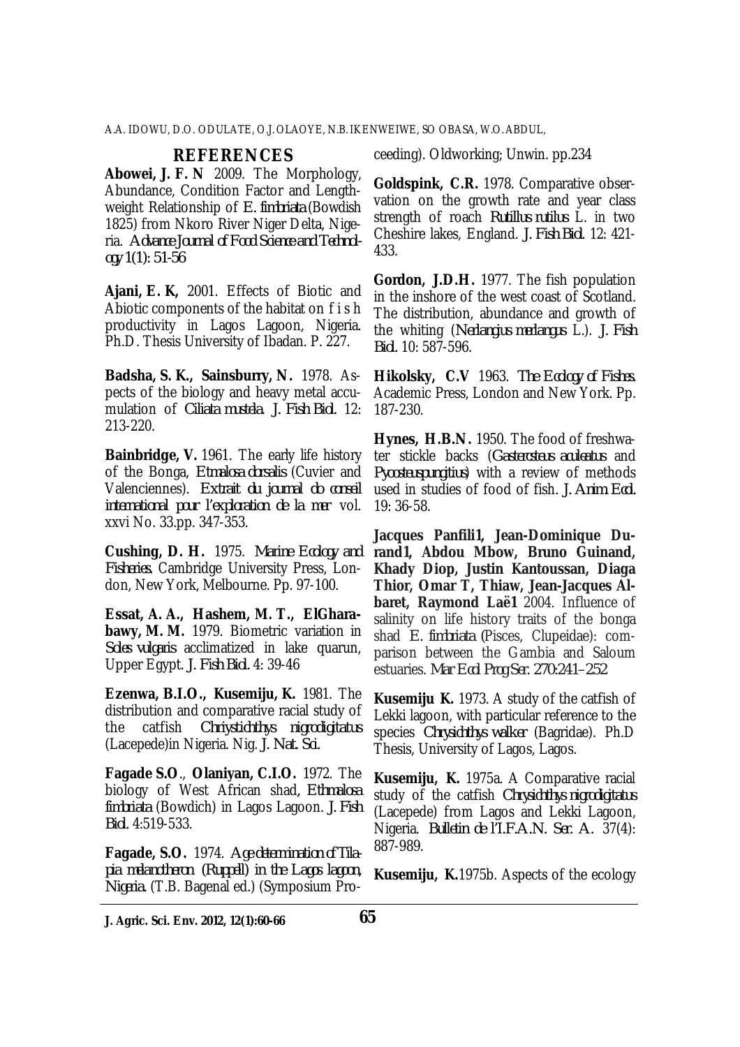## REFERENCES

**Abowei, J. F. N** 2009. The Morphology, Abundance, Condition Factor and Length-weight Relationship of *E. fimbriata* (Bowdish 1825) from Nkoro River Niger Delta, Nigeria. *Advance Journal of Food Science and Technology* 1(1): 51-56

**Ajani, E. K,** 2001. Effects of Biotic and Abiotic components of the habitat on f i s h productivity in Lagos Lagoon, Nigeria. Ph.D. Thesis University of Ibadan. P. 227.

**Badsha, S. K., Sainsburry, N.** 1978. Aspects of the biology and heavy metal accumulation of *Ciliata mustela*. *J. Fish Biol.* 12: 213-220.

**Bainbridge, V.** 1961. The early life history of the Bonga, *Etmalosa dorsalis* (Cuvier and Valenciennes). *Extrait du journal do conseil international pour l'exploration de la mer* vol. xxvi No. 33.pp. 347-353.

**Cushing, D. H.** 1975. *Marine Ecology and Fisheries*. Cambridge University Press, London, New York, Melbourne. Pp. 97-100.

**Essat, A. A., Hashem, M. T., ElGharabawy, M. M.** 1979. Biometric variation in *Soles vulgaris* acclimatized in lake quarun, Upper Egypt. *J. Fish Biol.* 4: 39-46

**Ezenwa, B.I.O., Kusemiju, K.** 1981. The distribution and comparative racial study of the catfish *Chriystichthys nigrodigitatus* (Lacepede)in Nigeria. Nig. *J. Nat. Sci.*

**Fagade S.O**., **Olaniyan, C.I.O.** 1972. The biology of West African shad, *Ethmalosa fimbriata* (Bowdich) in Lagos Lagoon. *J. Fish Biol.* 4:519-533.

**Fagade, S.O.** 1974. *Age determination of Tilapia melanotheron (Ruppell) in the Lagos lagon, Nigeria.* (T.B. Bagenal ed.) (Symposium Proceeding). Oldworking; Unwin. pp.234

**Goldspink, C.R.** 1978. Comparative observation on the growth rate and year class strength of roach *Rutillus rutilus* L. in two Cheshire lakes, England. *J. Fish Biol.* 12: 421-433.

**Gordon, J.D.H.** 1977. The fish population in the inshore of the west coast of Scotland. The distribution, abundance and growth of the whiting (*Nerlangius merlangus* L.). *J. Fish Biol.* 10: 587-596.

**Hikolsky, C.V** 1963. *The Ecology of Fishes*. Academic Press, London and New York. Pp. 187-230.

**Hynes, H.B.N.** 1950. The food of freshwater stickle backs (*Gasterosteus aculeatus* and *Pycosteuspungitius*) with a review of methods used in studies of food of fish. *J. Anim. Ecol.* 19: 36-58.

**Jacques Panfili1, Jean-Dominique Durand1, Abdou Mbow, Bruno Guinand, Khady Diop, Justin Kantoussan, Diaga Thior, Omar T, Thiaw, Jean-Jacques Albaret, Raymond Laë1** 2004. Influence of salinity on life history traits of the bonga shad *E. fimbriata* (Pisces, Clupeidae): comparison between the Gambia and Saloum estuaries. *Mar Ecol Prog Ser.* 270:241–252

**Kusemiju K.** 1973. A study of the catfish of Lekki lagoon, with particular reference to the species *Chrysichthys walker* (Bagridae). Ph.D Thesis, University of Lagos, Lagos.

**Kusemiju, K.** 1975a. A Comparative racial study of the catfish *Chrysichthys nigrodigitatus* (Lacepede) from Lagos and Lekki Lagoon, Nigeria. *Bulletin de l'I.F.A.N. Ser. A.* 37(4): 887-989.

**Kusemiju, K.**1975b. Aspects of the ecology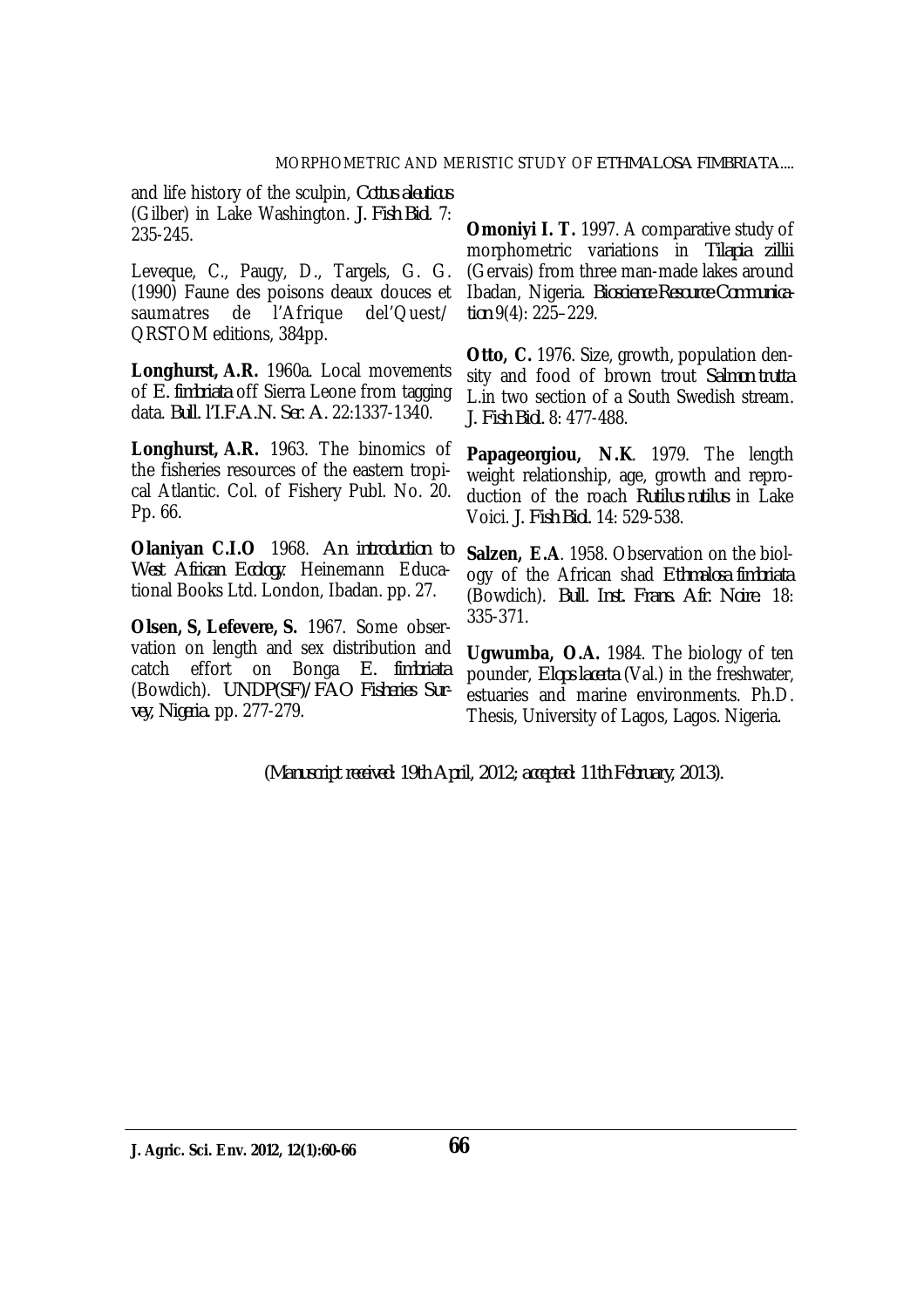and life history of the sculpin, *Cottus aleuticus* (Gilber) in Lake Washington. *J. Fish Biol.* 7: 235-245.

Leveque, C., Paugy, D., Targels, G. G. (1990) Faune des poisons deaux douces et saumatres de l'Afrique del'Quest/ QRSTOM editions, 384pp.

**Longhurst, A.R.** 1960a. Local movements of *E. fimbriata* off Sierra Leone from tagging data. *Bull. l'I.F.A.N. Ser. A.* 22:1337-1340.

**Longhurst, A.R.** 1963. The binomics of the fisheries resources of the eastern tropical Atlantic. Col. of Fishery Publ. No. 20. Pp. 66.

**Olaniyan C.I.O** 1968. *An introduction to West African Ecology.* Heinemann Educational Books Ltd. London, Ibadan. pp. 27.

**Olsen, S, Lefevere, S.** 1967. Some observation on length and sex distribution and catch effort on Bonga *E. fimbriata* (Bowdich). *UNDP(SF)/FAO Fisheries Survey, Nigeria.* pp. 277-279.

**Omoniyi I. T.** 1997. A comparative study of morphometric variations in *Tilapia zillii* (Gervais) from three man-made lakes around Ibadan, Nigeria. *Bioscience Resource Communication* 9(4): 225–229.

**Otto, C.** 1976. Size, growth, population density and food of brown trout *Salmon trutta* L.in two section of a South Swedish stream. *J. Fish Biol.* 8: 477-488.

**Papageorgiou, N.K**. 1979. The length weight relationship, age, growth and reproduction of the roach *Rutilus rutilus* in Lake Voici. *J. Fish Biol.* 14: 529-538.

**Salzen, E.A**. 1958. Observation on the biology of the African shad *Ethmalosa fimbriata* (Bowdich). *Bull. Inst. Frans. Afr. Noire.* 18: 335-371.

**Ugwumba, O.A.** 1984. The biology of ten pounder, *Elops lacerta* (Val.) in the freshwater, estuaries and marine environments. Ph.D. Thesis, University of Lagos, Lagos. Nigeria.

*(Manuscript received: 19th April, 2012; accepted: 11th February, 2013).*